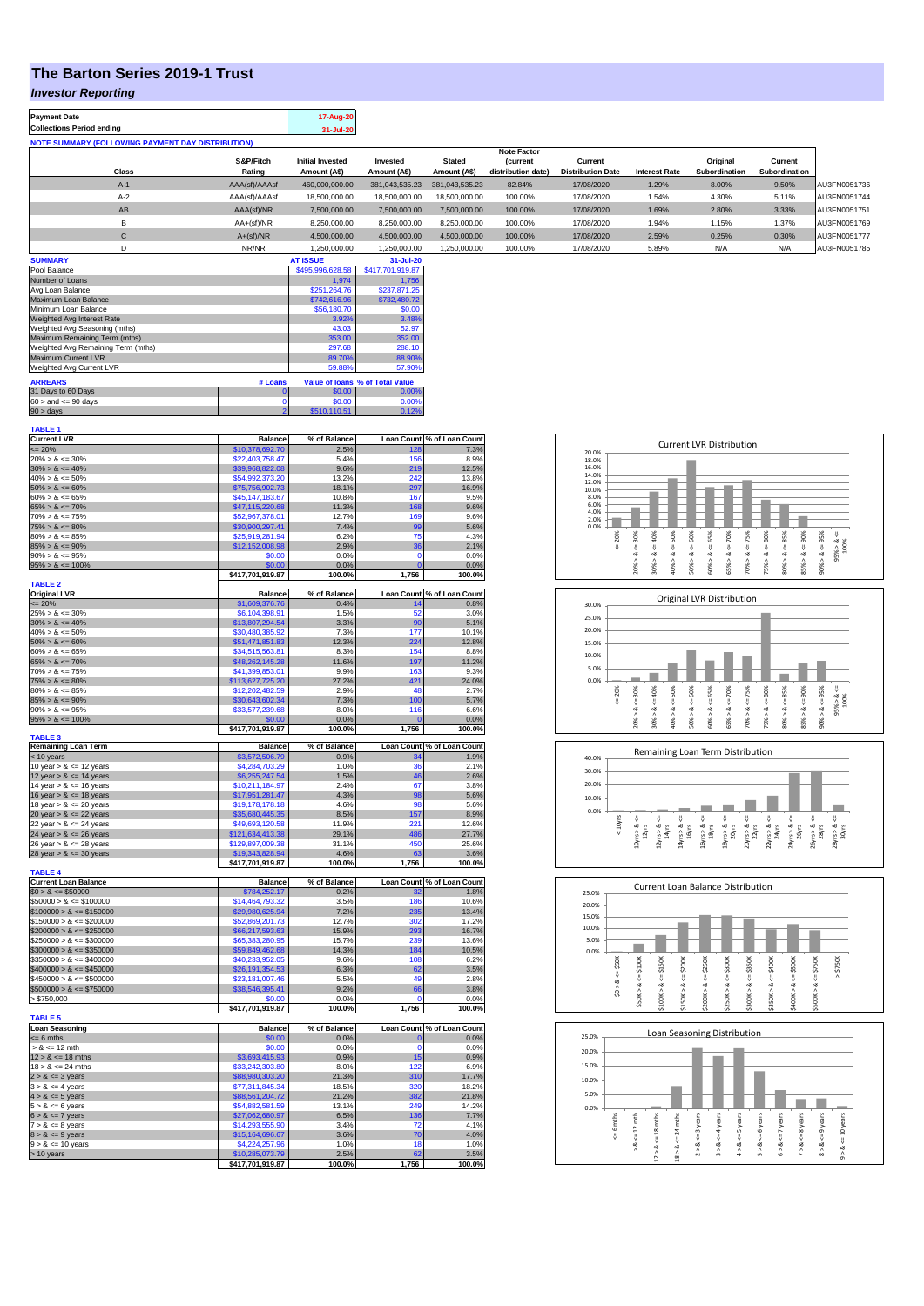# The Barton Series 2019-1 Trust

## *Investor Reporting*

| Payment Date | 17-Aug-20 |
|---|---|
| Collections Period ending | 31-Jul-20 |

**NOTE SUMMARY (FOLLOWING PAYMENT DAY DISTRIBUTION)**

| Class | S&P/Fitch Rating | Initial Invested Amount (A$) | Invested Amount (A$) | Stated Amount (A$) | Note Factor (current distribution date) | Current Distribution Date | Interest Rate | Original Subordination | Current Subordination | |
|---|---|---|---|---|---|---|---|---|---|---|
| A-1 | AAA(sf)/AAAsf | 460,000,000.00 | 381,043,535.23 | 381,043,535.23 | 82.84% | 17/08/2020 | 1.29% | 8.00% | 9.50% | AU3FN0051736 |
| A-2 | AAA(sf)/AAAsf | 18,500,000.00 | 18,500,000.00 | 18,500,000.00 | 100.00% | 17/08/2020 | 1.54% | 4.30% | 5.11% | AU3FN0051744 |
| AB | AAA(sf)/NR | 7,500,000.00 | 7,500,000.00 | 7,500,000.00 | 100.00% | 17/08/2020 | 1.69% | 2.80% | 3.33% | AU3FN0051751 |
| B | AA+(sf)/NR | 8,250,000.00 | 8,250,000.00 | 8,250,000.00 | 100.00% | 17/08/2020 | 1.94% | 1.15% | 1.37% | AU3FN0051769 |
| C | A+(sf)/NR | 4,500,000.00 | 4,500,000.00 | 4,500,000.00 | 100.00% | 17/08/2020 | 2.59% | 0.25% | 0.30% | AU3FN0051777 |
| D | NR/NR | 1,250,000.00 | 1,250,000.00 | 1,250,000.00 | 100.00% | 17/08/2020 | 5.89% | N/A | N/A | AU3FN0051785 |

| SUMMARY | AT ISSUE | 31-Jul-20 |
|---|---|---|
| Pool Balance | $495,996,628.58 | $417,701,919.87 |
| Number of Loans | 1,974 | 1,756 |
| Avg Loan Balance | $251,264.76 | $237,871.25 |
| Maximum Loan Balance | $742,616.96 | $732,480.72 |
| Minimum Loan Balance | $56,180.70 | $0.00 |
| Weighted Avg Interest Rate | 3.92% | 3.48% |
| Weighted Avg Seasoning (mths) | 43.03 | 52.97 |
| Maximum Remaining Term (mths) | 353.00 | 352.00 |
| Weighted Avg Remaining Term (mths) | 297.68 | 288.10 |
| Maximum Current LVR | 89.70% | 88.90% |
| Weighted Avg Current LVR | 59.88% | 57.90% |

| ARREARS | # Loans | Value of loans | % of Total Value |
|---|---|---|---|
| 31 Days to 60 Days | 0 | $0.00 | 0.00% |
| 60 > and <= 90 days | 0 | $0.00 | 0.00% |
| 90 > days | 2 | $510,110.51 | 0.12% |

**TABLE 1**

| Current LVR | Balance | % of Balance | Loan Count | % of Loan Count |
|---|---|---|---|---|
| <= 20% | $10,378,692.70 | 2.5% | 128 | 7.3% |
| 20% > & <= 30% | $22,403,758.47 | 5.4% | 156 | 8.9% |
| 30% > & <= 40% | $39,968,822.08 | 9.6% | 219 | 12.5% |
| 40% > & <= 50% | $54,992,373.20 | 13.2% | 242 | 13.8% |
| 50% > & <= 60% | $75,756,902.73 | 18.1% | 297 | 16.9% |
| 60% > & <= 65% | $45,147,183.67 | 10.8% | 167 | 9.5% |
| 65% > & <= 70% | $47,115,220.68 | 11.3% | 168 | 9.6% |
| 70% > & <= 75% | $52,967,378.01 | 12.7% | 169 | 9.6% |
| 75% > & <= 80% | $30,900,297.41 | 7.4% | 99 | 5.6% |
| 80% > & <= 85% | $25,919,281.94 | 6.2% | 75 | 4.3% |
| 85% > & <= 90% | $12,152,008.98 | 2.9% | 36 | 2.1% |
| 90% > & <= 95% | $0.00 | 0.0% | 0 | 0.0% |
| 95% > & <= 100% | $0.00 | 0.0% | 0 | 0.0% |
| | $417,701,919.87 | 100.0% | 1,756 | 100.0% |

**TABLE 2**

| Original LVR | Balance | % of Balance | Loan Count | % of Loan Count |
|---|---|---|---|---|
| <= 20% | $1,609,376.76 | 0.4% | 14 | 0.8% |
| 25% > & <= 30% | $6,104,398.91 | 1.5% | 52 | 3.0% |
| 30% > & <= 40% | $13,807,294.54 | 3.3% | 90 | 5.1% |
| 40% > & <= 50% | $30,480,385.92 | 7.3% | 177 | 10.1% |
| 50% > & <= 60% | $51,471,851.83 | 12.3% | 224 | 12.8% |
| 60% > & <= 65% | $34,515,563.81 | 8.3% | 154 | 8.8% |
| 65% > & <= 70% | $48,262,145.28 | 11.6% | 197 | 11.2% |
| 70% > & <= 75% | $41,399,853.01 | 9.9% | 163 | 9.3% |
| 75% > & <= 80% | $113,627,725.20 | 27.2% | 421 | 24.0% |
| 80% > & <= 85% | $12,202,482.59 | 2.9% | 48 | 2.7% |
| 85% > & <= 90% | $30,643,602.34 | 7.3% | 100 | 5.7% |
| 90% > & <= 95% | $33,577,239.68 | 8.0% | 116 | 6.6% |
| 95% > & <= 100% | $0.00 | 0.0% | 0 | 0.0% |
| | $417,701,919.87 | 100.0% | 1,756 | 100.0% |

**TABLE 3**

| Remaining Loan Term | Balance | % of Balance | Loan Count | % of Loan Count |
|---|---|---|---|---|
| < 10 years | $3,572,506.79 | 0.9% | 34 | 1.9% |
| 10 year > & <= 12 years | $4,284,703.29 | 1.0% | 36 | 2.1% |
| 12 year > & <= 14 years | $6,255,247.54 | 1.5% | 46 | 2.6% |
| 14 year > & <= 16 years | $10,211,184.97 | 2.4% | 67 | 3.8% |
| 16 year > & <= 18 years | $17,951,281.47 | 4.3% | 98 | 5.6% |
| 18 year > & <= 20 years | $19,178,178.18 | 4.6% | 98 | 5.6% |
| 20 year > & <= 22 years | $35,680,445.35 | 8.5% | 157 | 8.9% |
| 22 year > & <= 24 years | $49,693,120.58 | 11.9% | 221 | 12.6% |
| 24 year > & <= 26 years | $121,634,413.38 | 29.1% | 486 | 27.7% |
| 26 year > & <= 28 years | $129,897,009.38 | 31.1% | 450 | 25.6% |
| 28 year > & <= 30 years | $19,343,828.94 | 4.6% | 63 | 3.6% |
| | $417,701,919.87 | 100.0% | 1,756 | 100.0% |

**TABLE 4**

| Current Loan Balance | Balance | % of Balance | Loan Count | % of Loan Count |
|---|---|---|---|---|
| $0 > & <= $50000 | $784,252.17 | 0.2% | 32 | 1.8% |
| $50000 > & <= $100000 | $14,464,793.32 | 3.5% | 186 | 10.6% |
| $100000 > & <= $150000 | $29,980,625.94 | 7.2% | 235 | 13.4% |
| $150000 > & <= $200000 | $52,869,201.73 | 12.7% | 302 | 17.2% |
| $200000 > & <= $250000 | $66,217,593.63 | 15.9% | 293 | 16.7% |
| $250000 > & <= $300000 | $65,383,280.95 | 15.7% | 239 | 13.6% |
| $300000 > & <= $350000 | $59,849,462.68 | 14.3% | 184 | 10.5% |
| $350000 > & <= $400000 | $40,233,952.05 | 9.6% | 108 | 6.2% |
| $400000 > & <= $450000 | $26,191,354.53 | 6.3% | 62 | 3.5% |
| $450000 > & <= $500000 | $23,181,007.46 | 5.5% | 49 | 2.8% |
| $500000 > & <= $750000 | $38,546,395.41 | 9.2% | 66 | 3.8% |
| > $750,000 | $0.00 | 0.0% | 0 | 0.0% |
| | $417,701,919.87 | 100.0% | 1,756 | 100.0% |

**TABLE 5**

| Loan Seasoning | Balance | % of Balance | Loan Count | % of Loan Count |
|---|---|---|---|---|
| <= 6 mths | $0.00 | 0.0% | 0 | 0.0% |
| > & <= 12 mth | $0.00 | 0.0% | 0 | 0.0% |
| 12 > & <= 18 mths | $3,693,415.93 | 0.9% | 15 | 0.9% |
| 18 > & <= 24 mths | $33,242,303.80 | 8.0% | 122 | 6.9% |
| 2 > & <= 3 years | $88,980,303.20 | 21.3% | 310 | 17.7% |
| 3 > & <= 4 years | $77,311,845.34 | 18.5% | 320 | 18.2% |
| 4 > & <= 5 years | $88,561,204.72 | 21.2% | 382 | 21.8% |
| 5 > & <= 6 years | $54,882,581.59 | 13.1% | 249 | 14.2% |
| 6 > & <= 7 years | $27,062,680.97 | 6.5% | 136 | 7.7% |
| 7 > & <= 8 years | $14,293,555.90 | 3.4% | 72 | 4.1% |
| 8 > & <= 9 years | $15,164,696.67 | 3.6% | 70 | 4.0% |
| 9 > & <= 10 years | $4,224,257.96 | 1.0% | 18 | 1.0% |
| > 10 years | $10,285,073.79 | 2.5% | 62 | 3.5% |
| | $417,701,919.87 | 100.0% | 1,756 | 100.0% |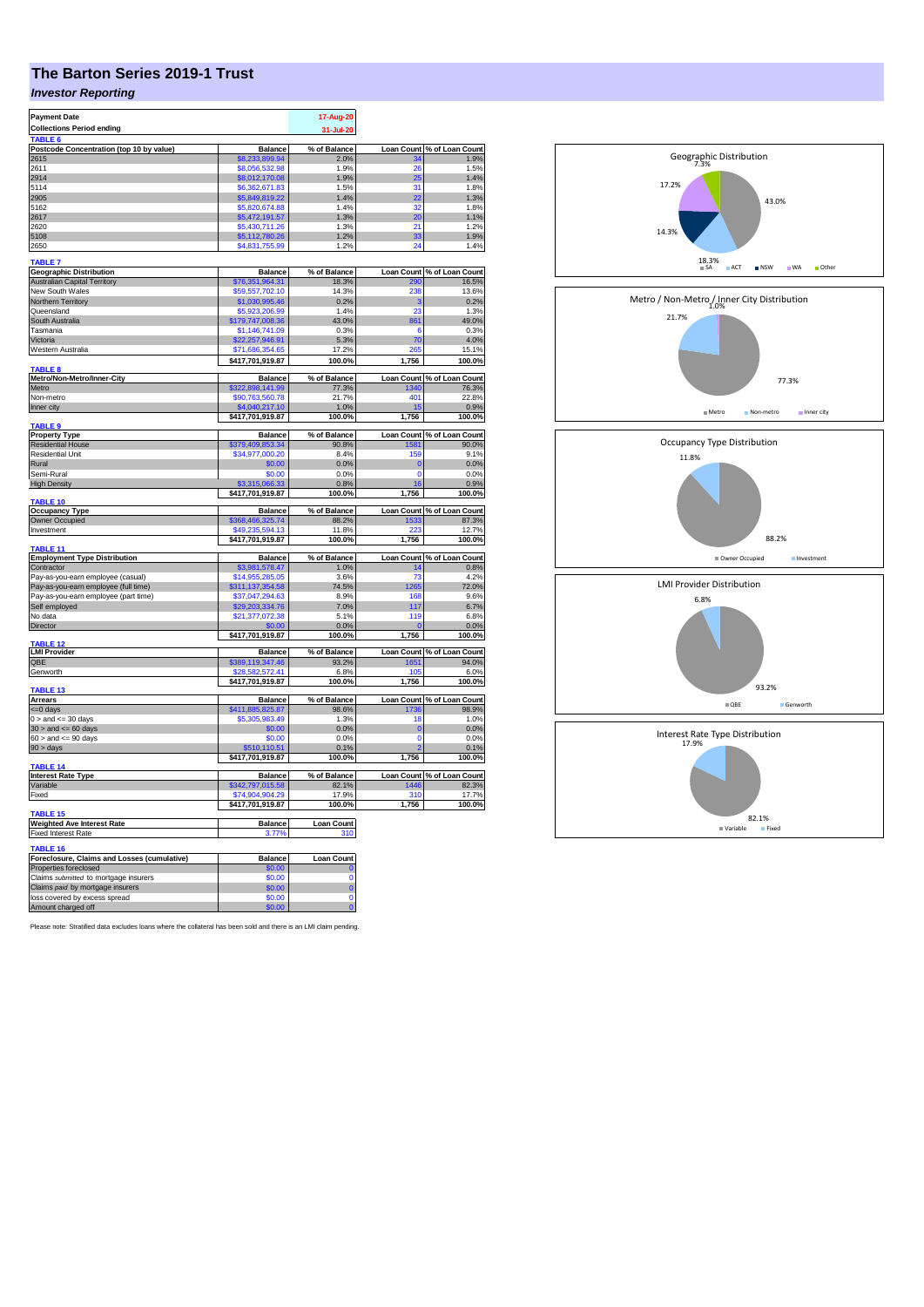# The Barton Series 2019-1 Trust

## *Investor Reporting*

| Payment Date | 17-Aug-20 |
|---|---|
| Collections Period ending | 31-Jul-20 |

**TABLE 6**

| Postcode Concentration (top 10 by value) | Balance | % of Balance | Loan Count | % of Loan Count |
|---|---|---|---|---|
| 2615 | $8,233,899.94 | 2.0% | 34 | 1.9% |
| 2611 | $8,056,532.98 | 1.9% | 26 | 1.5% |
| 2914 | $8,012,170.08 | 1.9% | 25 | 1.4% |
| 5114 | $6,362,671.83 | 1.5% | 31 | 1.8% |
| 2905 | $5,849,819.22 | 1.4% | 22 | 1.3% |
| 5162 | $5,820,674.88 | 1.4% | 32 | 1.8% |
| 2617 | $5,472,191.57 | 1.3% | 20 | 1.1% |
| 2620 | $5,430,711.26 | 1.3% | 21 | 1.2% |
| 5108 | $5,112,780.26 | 1.2% | 33 | 1.9% |
| 2650 | $4,831,755.99 | 1.2% | 24 | 1.4% |

**TABLE 7**

| Geographic Distribution | Balance | % of Balance | Loan Count | % of Loan Count |
|---|---|---|---|---|
| Australian Capital Territory | $76,351,964.31 | 18.3% | 290 | 16.5% |
| New South Wales | $59,557,702.10 | 14.3% | 238 | 13.6% |
| Northern Territory | $1,030,995.46 | 0.2% | 3 | 0.2% |
| Queensland | $5,923,206.99 | 1.4% | 23 | 1.3% |
| South Australia | $179,747,008.36 | 43.0% | 861 | 49.0% |
| Tasmania | $1,146,741.09 | 0.3% | 6 | 0.3% |
| Victoria | $22,257,946.91 | 5.3% | 70 | 4.0% |
| Western Australia | $71,686,354.65 | 17.2% | 265 | 15.1% |
| | $417,701,919.87 | 100.0% | 1,756 | 100.0% |

**TABLE 8**

| Metro/Non-Metro/Inner-City | Balance | % of Balance | Loan Count | % of Loan Count |
|---|---|---|---|---|
| Metro | $322,898,141.99 | 77.3% | 1340 | 76.3% |
| Non-metro | $90,763,560.78 | 21.7% | 401 | 22.8% |
| Inner city | $4,040,217.10 | 1.0% | 15 | 0.9% |
| | $417,701,919.87 | 100.0% | 1,756 | 100.0% |

**TABLE 9**

| Property Type | Balance | % of Balance | Loan Count | % of Loan Count |
|---|---|---|---|---|
| Residential House | $379,409,853.34 | 90.8% | 1581 | 90.0% |
| Residential Unit | $34,977,000.20 | 8.4% | 159 | 9.1% |
| Rural | $0.00 | 0.0% | 0 | 0.0% |
| Semi-Rural | $0.00 | 0.0% | 0 | 0.0% |
| High Density | $3,315,066.33 | 0.8% | 16 | 0.9% |
| | $417,701,919.87 | 100.0% | 1,756 | 100.0% |

**TABLE 10**

| Occupancy Type | Balance | % of Balance | Loan Count | % of Loan Count |
|---|---|---|---|---|
| Owner Occupied | $368,466,325.74 | 88.2% | 1533 | 87.3% |
| Investment | $49,235,594.13 | 11.8% | 223 | 12.7% |
| | $417,701,919.87 | 100.0% | 1,756 | 100.0% |

**TABLE 11**

| Employment Type Distribution | Balance | % of Balance | Loan Count | % of Loan Count |
|---|---|---|---|---|
| Contractor | $3,981,578.47 | 1.0% | 14 | 0.8% |
| Pay-as-you-earn employee (casual) | $14,955,285.05 | 3.6% | 73 | 4.2% |
| Pay-as-you-earn employee (full time) | $311,137,354.58 | 74.5% | 1265 | 72.0% |
| Pay-as-you-earn employee (part time) | $37,047,294.63 | 8.9% | 168 | 9.6% |
| Self employed | $29,203,334.76 | 7.0% | 117 | 6.7% |
| No data | $21,377,072.38 | 5.1% | 119 | 6.8% |
| Director | $0.00 | 0.0% | 0 | 0.0% |
| | $417,701,919.87 | 100.0% | 1,756 | 100.0% |

**TABLE 12**

| LMI Provider | Balance | % of Balance | Loan Count | % of Loan Count |
|---|---|---|---|---|
| QBE | $389,119,347.46 | 93.2% | 1651 | 94.0% |
| Genworth | $28,582,572.41 | 6.8% | 105 | 6.0% |
| | $417,701,919.87 | 100.0% | 1,756 | 100.0% |

**TABLE 13**

| Arrears | Balance | % of Balance | Loan Count | % of Loan Count |
|---|---|---|---|---|
| <=0 days | $411,885,825.87 | 98.6% | 1736 | 98.9% |
| 0 > and <= 30 days | $5,305,983.49 | 1.3% | 18 | 1.0% |
| 30 > and <= 60 days | $0.00 | 0.0% | 0 | 0.0% |
| 60 > and <= 90 days | $0.00 | 0.0% | 0 | 0.0% |
| 90 > days | $510,110.51 | 0.1% | 2 | 0.1% |
| | $417,701,919.87 | 100.0% | 1,756 | 100.0% |

**TABLE 14**

| Interest Rate Type | Balance | % of Balance | Loan Count | % of Loan Count |
|---|---|---|---|---|
| Variable | $342,797,015.58 | 82.1% | 1446 | 82.3% |
| Fixed | $74,904,904.29 | 17.9% | 310 | 17.7% |
| | $417,701,919.87 | 100.0% | 1,756 | 100.0% |

**TABLE 15**

| Weighted Ave Interest Rate | Balance | Loan Count |
|---|---|---|
| Fixed Interest Rate | 3.77% | 310 |

**TABLE 16**

| Foreclosure, Claims and Losses (cumulative) | Balance | Loan Count |
|---|---|---|
| Properties foreclosed | $0.00 | 0 |
| Claims *submitted* to mortgage insurers | $0.00 | 0 |
| Claims *paid* by mortgage insurers | $0.00 | 0 |
| loss covered by excess spread | $0.00 | 0 |
| Amount charged off | $0.00 | 0 |

Please note: Stratified data excludes loans where the collateral has been sold and there is an LMI claim pending.

Geographic Distribution: SA 43.0%, ACT 18.3%, NSW 14.3%, WA 17.2%, Other 7.3%

Metro / Non-Metro / Inner City Distribution: Metro 77.3%, Non-metro 21.7%, Inner city 1.0%

Occupancy Type Distribution: Owner Occupied 88.2%, Investment 11.8%

LMI Provider Distribution: QBE 93.2%, Genworth 6.8%

Interest Rate Type Distribution: Variable 82.1%, Fixed 17.9%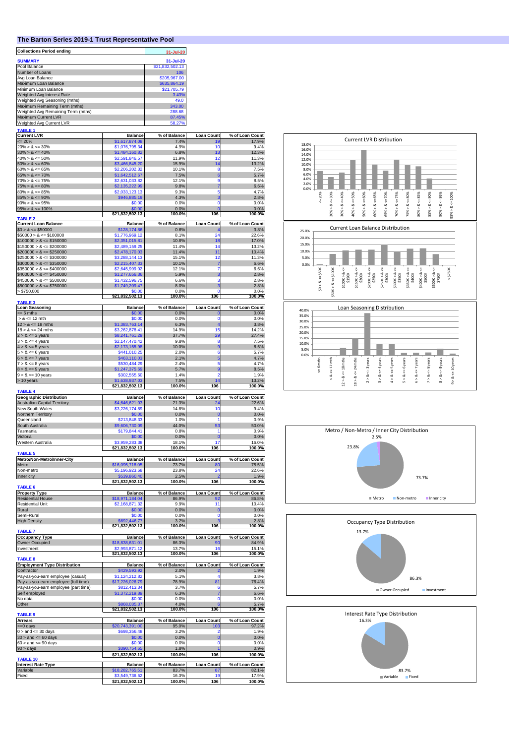# The Barton Series 2019-1 Trust Representative Pool

| Collections Period ending | 31-Jul-20 |
|---|---|

| SUMMARY | 31-Jul-20 |
|---|---|
| Pool Balance | $21,832,502.13 |
| Number of Loans | 106 |
| Avg Loan Balance | $205,967.00 |
| Maximum Loan Balance | $635,864.19 |
| Minimum Loan Balance | $21,705.79 |
| Weighted Avg Interest Rate | 3.43% |
| Weighted Avg Seasoning (mths) | 49.0 |
| Maximum Remaining Term (mths) | 343.00 |
| Weighted Avg Remaining Term (mths) | 288.68 |
| Maximum Current LVR | 87.45% |
| Weighted Avg Current LVR | 58.27% |

TABLE 1

| Current LVR | Balance | % of Balance | Loan Count | % of Loan Count |
|---|---|---|---|---|
| <= 20% | $1,617,874.08 | 7.4% | 19 | 17.9% |
| 20% > & <= 30% | $1,076,795.34 | 4.9% | 10 | 9.4% |
| 30% > & <= 40% | $1,484,160.82 | 6.8% | 13 | 12.3% |
| 40% > & <= 50% | $2,591,846.57 | 11.9% | 12 | 11.3% |
| 50% > & <= 60% | $3,466,845.20 | 15.9% | 14 | 13.2% |
| 60% > & <= 65% | $2,206,202.32 | 10.1% | 8 | 7.5% |
| 65% > & <= 70% | $1,642,512.67 | 7.5% | 6 | 5.7% |
| 70% > & <= 75% | $2,631,033.82 | 12.1% | 9 | 8.5% |
| 75% > & <= 80% | $2,135,222.99 | 9.8% | 7 | 6.6% |
| 80% > & <= 85% | $2,033,123.13 | 9.3% | 5 | 4.7% |
| 85% > & <= 90% | $946,885.19 | 4.3% | 3 | 2.8% |
| 90% > & <= 95% | $0.00 | 0.0% | 0 | 0.0% |
| 95% > & <= 100% | $0.00 | 0.0% | 0 | 0.0% |
| | $21,832,502.13 | 100.0% | 106 | 100.0% |

TABLE 2

| Current Loan Balance | Balance | % of Balance | Loan Count | % of Loan Count |
|---|---|---|---|---|
| $0 > & <= $50000 | $128,174.86 | 0.6% | 4 | 3.8% |
| $50000 > & <= $100000 | $1,776,969.12 | 8.1% | 24 | 22.6% |
| $100000 > & <= $150000 | $2,351,015.81 | 10.8% | 18 | 17.0% |
| $150000 > & <= $200000 | $2,489,159.25 | 11.4% | 14 | 13.2% |
| $200000 > & <= $250000 | $2,478,170.03 | 11.4% | 11 | 10.4% |
| $250000 > & <= $300000 | $3,288,144.13 | 15.1% | 12 | 11.3% |
| $300000 > & <= $350000 | $2,215,407.33 | 10.1% | 7 | 6.6% |
| $350000 > & <= $400000 | $2,645,999.02 | 12.1% | 7 | 6.6% |
| $400000 > & <= $450000 | $1,277,656.36 | 5.9% | 3 | 2.8% |
| $450000 > & <= $500000 | $1,432,596.75 | 6.6% | 3 | 2.8% |
| $500000 > & <= $750000 | $1,749,209.47 | 8.0% | 3 | 2.8% |
| > $750,000 | $0.00 | 0.0% | 0 | 0.0% |
| | $21,832,502.13 | 100.0% | 106 | 100.0% |

TABLE 3

| Loan Seasoning | Balance | % of Balance | Loan Count | % of Loan Count |
|---|---|---|---|---|
| <= 6 mths | $0.00 | 0.0% | 0 | 0.0% |
| > & <= 12 mth | $0.00 | 0.0% | 0 | 0.0% |
| 12 > & <= 18 mths | $1,383,763.14 | 6.3% | 4 | 3.8% |
| 18 > & <= 24 mths | $3,262,878.41 | 14.9% | 15 | 14.2% |
| 2 > & <= 3 years | $8,241,761.29 | 37.7% | 29 | 27.4% |
| 3 > & <= 4 years | $2,147,470.42 | 9.8% | 8 | 7.5% |
| 4 > & <= 5 years | $2,173,155.98 | 10.0% | 9 | 8.5% |
| 5 > & <= 6 years | $441,010.25 | 2.0% | 6 | 5.7% |
| 6 > & <= 7 years | $463,110.03 | 2.1% | 5 | 4.7% |
| 7 > & <= 8 years | $530,484.29 | 2.4% | 5 | 4.7% |
| 8 > & <= 9 years | $1,247,375.69 | 5.7% | 9 | 8.5% |
| 9 > & <= 10 years | $302,555.60 | 1.4% | 2 | 1.9% |
| > 10 years | $1,638,937.03 | 7.5% | 14 | 13.2% |
| | $21,832,502.13 | 100.0% | 106 | 100.0% |

TABLE 4

| Geographic Distribution | Balance | % of Balance | Loan Count | % of Loan Count |
|---|---|---|---|---|
| Australian Capital Territory | $4,646,621.03 | 21.3% | 24 | 22.6% |
| New South Wales | $3,226,174.89 | 14.8% | 10 | 9.4% |
| Northern Territory | $0.00 | 0.0% | 0 | 0.0% |
| Queensland | $213,848.33 | 1.0% | 1 | 0.9% |
| South Australia | $9,606,730.09 | 44.0% | 53 | 50.0% |
| Tasmania | $179,844.41 | 0.8% | 1 | 0.9% |
| Victoria | $0.00 | 0.0% | 0 | 0.0% |
| Western Australia | $3,959,283.38 | 18.1% | 17 | 16.0% |
| | $21,832,502.13 | 100.0% | 106 | 100.0% |

TABLE 5

| Metro/Non-Metro/Inner-City | Balance | % of Balance | Loan Count | % of Loan Count |
|---|---|---|---|---|
| Metro | $16,095,718.05 | 73.7% | 80 | 75.5% |
| Non-metro | $5,196,923.68 | 23.8% | 24 | 22.6% |
| Inner city | $539,860.40 | 2.5% | 2 | 1.9% |
| | $21,832,502.13 | 100.0% | 106 | 100.0% |

TABLE 6

| Property Type | Balance | % of Balance | Loan Count | % of Loan Count |
|---|---|---|---|---|
| Residential House | $18,971,184.04 | 86.9% | 92 | 86.8% |
| Residential Unit | $2,168,871.32 | 9.9% | 11 | 10.4% |
| Rural | $0.00 | 0.0% | 0 | 0.0% |
| Semi-Rural | $0.00 | 0.0% | 0 | 0.0% |
| High Density | $692,446.77 | 3.2% | 3 | 2.8% |
| | $21,832,502.13 | 100.0% | 106 | 100.0% |

TABLE 7

| Occupancy Type | Balance | % of Balance | Loan Count | % of Loan Count |
|---|---|---|---|---|
| Owner Occupied | $18,838,631.01 | 86.3% | 90 | 84.9% |
| Investment | $2,993,871.12 | 13.7% | 16 | 15.1% |
| | $21,832,502.13 | 100.0% | 106 | 100.0% |

TABLE 8

| Employment Type Distribution | Balance | % of Balance | Loan Count | % of Loan Count |
|---|---|---|---|---|
| Contractor | $429,593.92 | 2.0% | 2 | 1.9% |
| Pay-as-you-earn employee (casual) | $1,124,212.82 | 5.1% | 4 | 3.8% |
| Pay-as-you-earn employee (full time) | $17,226,026.79 | 78.9% | 81 | 76.4% |
| Pay-as-you-earn employee (part time) | $812,413.34 | 3.7% | 6 | 5.7% |
| Self employed | $1,372,219.89 | 6.3% | 7 | 6.6% |
| No data | $0.00 | 0.0% | 0 | 0.0% |
| Other | $868,035.37 | 4.0% | 6 | 5.7% |
| | $21,832,502.13 | 100.0% | 106 | 100.0% |

TABLE 9

| Arrears | Balance | % of Balance | Loan Count | % of Loan Count |
|---|---|---|---|---|
| <=0 days | $20,743,391.00 | 95.0% | 103 | 97.2% |
| 0 > and <= 30 days | $698,356.48 | 3.2% | 2 | 1.9% |
| 30 > and <= 60 days | $0.00 | 0.0% | 0 | 0.0% |
| 60 > and <= 90 days | $0.00 | 0.0% | 0 | 0.0% |
| 90 > days | $390,754.65 | 1.8% | 1 | 0.9% |
| | $21,832,502.13 | 100.0% | 106 | 100.0% |

TABLE 10

| Interest Rate Type | Balance | % of Balance | Loan Count | % of Loan Count |
|---|---|---|---|---|
| Variable | $18,282,765.51 | 83.7% | 87 | 82.1% |
| Fixed | $3,549,736.62 | 16.3% | 19 | 17.9% |
| | $21,832,502.13 | 100.0% | 106 | 100.0% |

Current LVR Distribution

18.0%
16.0%
14.0%
12.0%
10.0%
8.0%
6.0%
4.0%
2.0%
0.0%

<= 20%
20% > & <= 30%
30% > & <= 40%
40% > & <= 50%
50% > & <= 60%
60% > & <= 65%
65% > & <= 70%
70% > & <= 75%
75% > & <= 80%
80% > & <= 85%
85% > & <= 90%
90% > & <= 95%
95% > & <= 100%

Current Loan Balance Distribution

25.0%
20.0%
15.0%
10.0%
5.0%
0.0%

$0 > & <= $50K
$50K > & <= $100K
$100K > & <= $150K
$150K > & <= $200K
$200K > & <= $250K
$250K > & <= $300K
$300K > & <= $350K
$350K > & <= $400K
$400K > & <= $500K
$500K > & <= $750K
> $750K

Loan Seasoning Distribution

40.0%
35.0%
30.0%
25.0%
20.0%
15.0%
10.0%
5.0%
0.0%

<= 6 mths
> & <= 12 mth
12 > & <= 18 mths
18 > & <= 24 mths
2 > & <= 3years
3 > & <= 4years
4 > & <= 5years
5 > & <= 6years
6 > & <= 7years
7 > & <= 8years
8 > & <= 9years
9 > & <= 10years

Metro / Non-Metro / Inner City Distribution

2.5%
23.8%
73.7%

Metro
Non-metro
Inner city

Occupancy Type Distribution

13.7%
86.3%

Owner Occupied
Investment

Interest Rate Type Distribution

16.3%
83.7%

Variable
Fixed